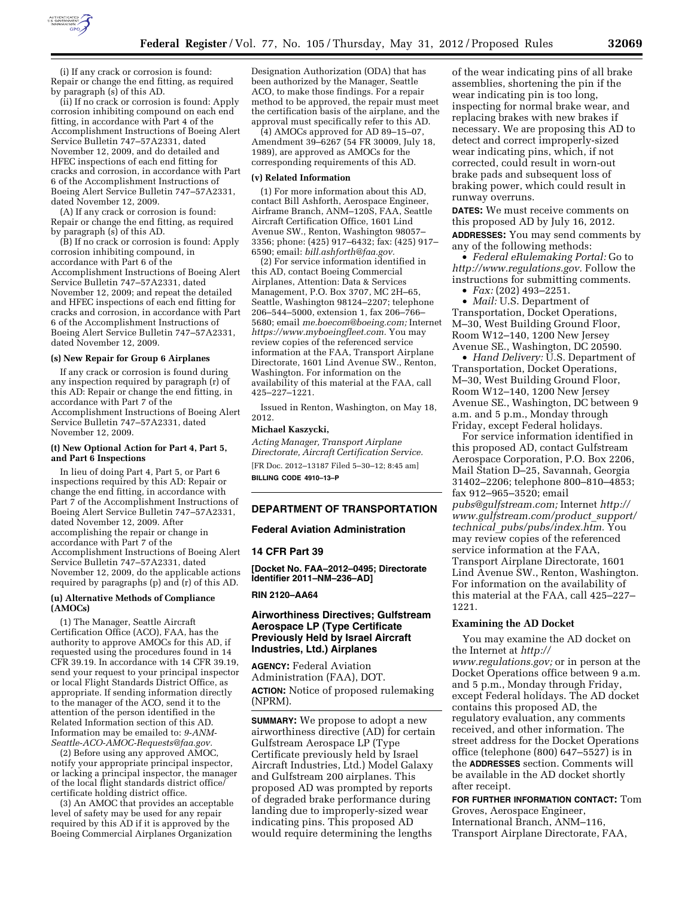(i) If any crack or corrosion is found: Repair or change the end fitting, as required by paragraph (s) of this AD.

(ii) If no crack or corrosion is found: Apply corrosion inhibiting compound on each end fitting, in accordance with Part 4 of the Accomplishment Instructions of Boeing Alert Service Bulletin 747–57A2331, dated November 12, 2009, and do detailed and HFEC inspections of each end fitting for cracks and corrosion, in accordance with Part 6 of the Accomplishment Instructions of Boeing Alert Service Bulletin 747–57A2331, dated November 12, 2009.

(A) If any crack or corrosion is found: Repair or change the end fitting, as required by paragraph (s) of this AD.

(B) If no crack or corrosion is found: Apply corrosion inhibiting compound, in accordance with Part 6 of the Accomplishment Instructions of Boeing Alert Service Bulletin 747–57A2331, dated November 12, 2009; and repeat the detailed and HFEC inspections of each end fitting for cracks and corrosion, in accordance with Part 6 of the Accomplishment Instructions of Boeing Alert Service Bulletin 747–57A2331, dated November 12, 2009.

#### (s) New Repair for Group 6 Airplanes

If any crack or corrosion is found during any inspection required by paragraph (r) of this AD: Repair or change the end fitting, in accordance with Part 7 of the Accomplishment Instructions of Boeing Alert Service Bulletin 747–57A2331, dated November 12, 2009.

#### (t) New Optional Action for Part 4, Part 5, and Part 6 Inspections

In lieu of doing Part 4, Part 5, or Part 6 inspections required by this AD: Repair or change the end fitting, in accordance with Part 7 of the Accomplishment Instructions of Boeing Alert Service Bulletin 747–57A2331, dated November 12, 2009. After accomplishing the repair or change in accordance with Part 7 of the Accomplishment Instructions of Boeing Alert Service Bulletin 747–57A2331, dated November 12, 2009, do the applicable actions required by paragraphs (p) and (r) of this AD.

#### (u) Alternative Methods of Compliance (AMOCs)

(1) The Manager, Seattle Aircraft Certification Office (ACO), FAA, has the authority to approve AMOCs for this AD, if requested using the procedures found in 14 CFR 39.19. In accordance with 14 CFR 39.19, send your request to your principal inspector or local Flight Standards District Office, as appropriate. If sending information directly to the manager of the ACO, send it to the attention of the person identified in the Related Information section of this AD. Information may be emailed to: *9-ANM-Seattle-ACO-AMOC-Requests@faa.gov.*

(2) Before using any approved AMOC, notify your appropriate principal inspector, or lacking a principal inspector, the manager of the local flight standards district office/certificate holding district office.

(3) An AMOC that provides an acceptable level of safety may be used for any repair required by this AD if it is approved by the Boeing Commercial Airplanes Organization Designation Authorization (ODA) that has been authorized by the Manager, Seattle ACO, to make those findings. For a repair method to be approved, the repair must meet the certification basis of the airplane, and the approval must specifically refer to this AD.

(4) AMOCs approved for AD 89–15–07, Amendment 39–6267 (54 FR 30009, July 18, 1989), are approved as AMOCs for the corresponding requirements of this AD.

#### (v) Related Information

(1) For more information about this AD, contact Bill Ashforth, Aerospace Engineer, Airframe Branch, ANM–120S, FAA, Seattle Aircraft Certification Office, 1601 Lind Avenue SW., Renton, Washington 98057–3356; phone: (425) 917–6432; fax: (425) 917–6590; email: *bill.ashforth@faa.gov.*

(2) For service information identified in this AD, contact Boeing Commercial Airplanes, Attention: Data & Services Management, P.O. Box 3707, MC 2H–65, Seattle, Washington 98124–2207; telephone 206–544–5000, extension 1, fax 206–766–5680; email *me.boecom@boeing.com;* Internet *https://www.myboeingfleet.com.* You may review copies of the referenced service information at the FAA, Transport Airplane Directorate, 1601 Lind Avenue SW., Renton, Washington. For information on the availability of this material at the FAA, call 425–227–1221.

Issued in Renton, Washington, on May 18, 2012.

**Michael Kaszycki,**

*Acting Manager, Transport Airplane Directorate, Aircraft Certification Service.*

[FR Doc. 2012–13187 Filed 5–30–12; 8:45 am]

**BILLING CODE 4910–13–P**

---

## DEPARTMENT OF TRANSPORTATION

### Federal Aviation Administration

### 14 CFR Part 39

**[Docket No. FAA–2012–0495; Directorate Identifier 2011–NM–236–AD]**

**RIN 2120–AA64**

## Airworthiness Directives; Gulfstream Aerospace LP (Type Certificate Previously Held by Israel Aircraft Industries, Ltd.) Airplanes

**AGENCY:** Federal Aviation Administration (FAA), DOT.

**ACTION:** Notice of proposed rulemaking (NPRM).

**SUMMARY:** We propose to adopt a new airworthiness directive (AD) for certain Gulfstream Aerospace LP (Type Certificate previously held by Israel Aircraft Industries, Ltd.) Model Galaxy and Gulfstream 200 airplanes. This proposed AD was prompted by reports of degraded brake performance during landing due to improperly-sized wear indicating pins. This proposed AD would require determining the lengths of the wear indicating pins of all brake assemblies, shortening the pin if the wear indicating pin is too long, inspecting for normal brake wear, and replacing brakes with new brakes if necessary. We are proposing this AD to detect and correct improperly-sized wear indicating pins, which, if not corrected, could result in worn-out brake pads and subsequent loss of braking power, which could result in runway overruns.

**DATES:** We must receive comments on this proposed AD by July 16, 2012.

**ADDRESSES:** You may send comments by any of the following methods:

- *Federal eRulemaking Portal:* Go to *http://www.regulations.gov.* Follow the instructions for submitting comments.
- *Fax:* (202) 493–2251.
- *Mail:* U.S. Department of Transportation, Docket Operations, M–30, West Building Ground Floor, Room W12–140, 1200 New Jersey Avenue SE., Washington, DC 20590.
- *Hand Delivery:* U.S. Department of Transportation, Docket Operations, M–30, West Building Ground Floor, Room W12–140, 1200 New Jersey Avenue SE., Washington, DC between 9 a.m. and 5 p.m., Monday through Friday, except Federal holidays.

For service information identified in this proposed AD, contact Gulfstream Aerospace Corporation, P.O. Box 2206, Mail Station D–25, Savannah, Georgia 31402–2206; telephone 800–810–4853; fax 912–965–3520; email *pubs@gulfstream.com;* Internet *http://www.gulfstream.com/product_support/technical_pubs/pubs/index.htm.* You may review copies of the referenced service information at the FAA, Transport Airplane Directorate, 1601 Lind Avenue SW., Renton, Washington. For information on the availability of this material at the FAA, call 425–227–1221.

### Examining the AD Docket

You may examine the AD docket on the Internet at *http://www.regulations.gov;* or in person at the Docket Operations office between 9 a.m. and 5 p.m., Monday through Friday, except Federal holidays. The AD docket contains this proposed AD, the regulatory evaluation, any comments received, and other information. The street address for the Docket Operations office (telephone (800) 647–5527) is in the **ADDRESSES** section. Comments will be available in the AD docket shortly after receipt.

**FOR FURTHER INFORMATION CONTACT:** Tom Groves, Aerospace Engineer, International Branch, ANM–116, Transport Airplane Directorate, FAA,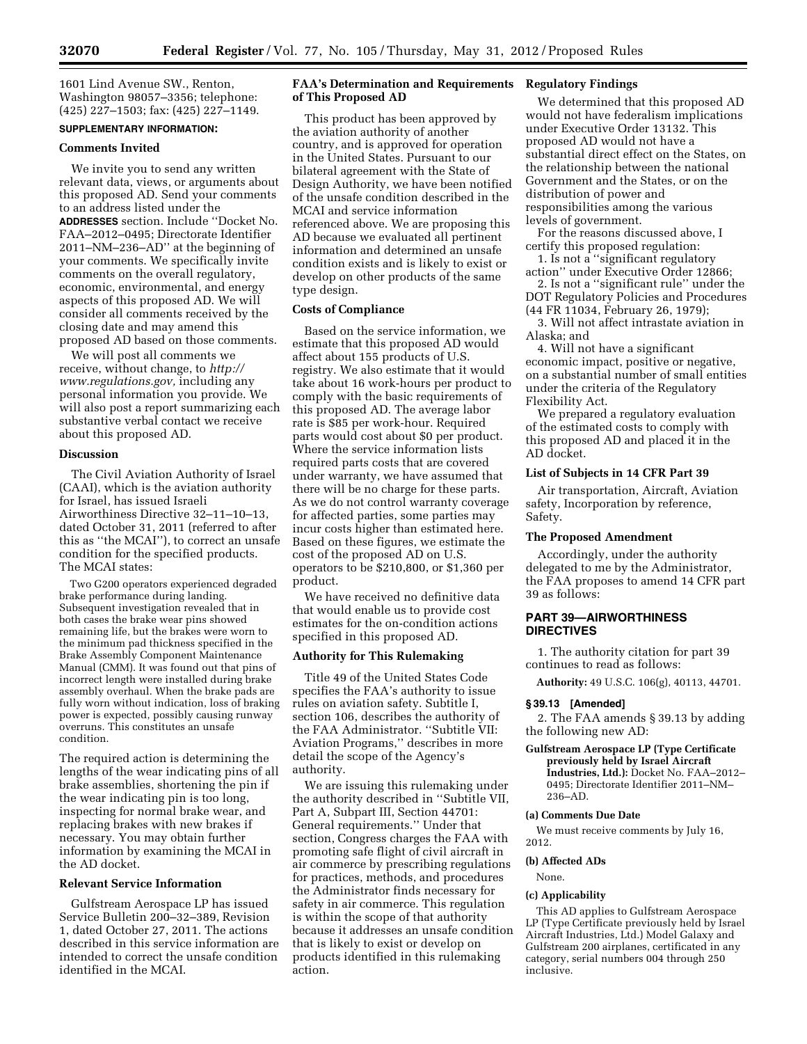1601 Lind Avenue SW., Renton, Washington 98057–3356; telephone: (425) 227–1503; fax: (425) 227–1149.

**SUPPLEMENTARY INFORMATION:**

## Comments Invited

We invite you to send any written relevant data, views, or arguments about this proposed AD. Send your comments to an address listed under the **ADDRESSES** section. Include ''Docket No. FAA–2012–0495; Directorate Identifier 2011–NM–236–AD'' at the beginning of your comments. We specifically invite comments on the overall regulatory, economic, environmental, and energy aspects of this proposed AD. We will consider all comments received by the closing date and may amend this proposed AD based on those comments.

We will post all comments we receive, without change, to *http://www.regulations.gov,* including any personal information you provide. We will also post a report summarizing each substantive verbal contact we receive about this proposed AD.

## Discussion

The Civil Aviation Authority of Israel (CAAI), which is the aviation authority for Israel, has issued Israeli Airworthiness Directive 32–11–10–13, dated October 31, 2011 (referred to after this as ''the MCAI''), to correct an unsafe condition for the specified products. The MCAI states:

> Two G200 operators experienced degraded brake performance during landing. Subsequent investigation revealed that in both cases the brake wear pins showed remaining life, but the brakes were worn to the minimum pad thickness specified in the Brake Assembly Component Maintenance Manual (CMM). It was found out that pins of incorrect length were installed during brake assembly overhaul. When the brake pads are fully worn without indication, loss of braking power is expected, possibly causing runway overruns. This constitutes an unsafe condition.

The required action is determining the lengths of the wear indicating pins of all brake assemblies, shortening the pin if the wear indicating pin is too long, inspecting for normal brake wear, and replacing brakes with new brakes if necessary. You may obtain further information by examining the MCAI in the AD docket.

## Relevant Service Information

Gulfstream Aerospace LP has issued Service Bulletin 200–32–389, Revision 1, dated October 27, 2011. The actions described in this service information are intended to correct the unsafe condition identified in the MCAI.

## FAA's Determination and Requirements of This Proposed AD

This product has been approved by the aviation authority of another country, and is approved for operation in the United States. Pursuant to our bilateral agreement with the State of Design Authority, we have been notified of the unsafe condition described in the MCAI and service information referenced above. We are proposing this AD because we evaluated all pertinent information and determined an unsafe condition exists and is likely to exist or develop on other products of the same type design.

## Costs of Compliance

Based on the service information, we estimate that this proposed AD would affect about 155 products of U.S. registry. We also estimate that it would take about 16 work-hours per product to comply with the basic requirements of this proposed AD. The average labor rate is $85 per work-hour. Required parts would cost about $0 per product. Where the service information lists required parts costs that are covered under warranty, we have assumed that there will be no charge for these parts. As we do not control warranty coverage for affected parties, some parties may incur costs higher than estimated here. Based on these figures, we estimate the cost of the proposed AD on U.S. operators to be $210,800, or $1,360 per product.

We have received no definitive data that would enable us to provide cost estimates for the on-condition actions specified in this proposed AD.

## Authority for This Rulemaking

Title 49 of the United States Code specifies the FAA's authority to issue rules on aviation safety. Subtitle I, section 106, describes the authority of the FAA Administrator. ''Subtitle VII: Aviation Programs,'' describes in more detail the scope of the Agency's authority.

We are issuing this rulemaking under the authority described in ''Subtitle VII, Part A, Subpart III, Section 44701: General requirements.'' Under that section, Congress charges the FAA with promoting safe flight of civil aircraft in air commerce by prescribing regulations for practices, methods, and procedures the Administrator finds necessary for safety in air commerce. This regulation is within the scope of that authority because it addresses an unsafe condition that is likely to exist or develop on products identified in this rulemaking action.

## Regulatory Findings

We determined that this proposed AD would not have federalism implications under Executive Order 13132. This proposed AD would not have a substantial direct effect on the States, on the relationship between the national Government and the States, or on the distribution of power and responsibilities among the various levels of government.

For the reasons discussed above, I certify this proposed regulation:

1. Is not a ''significant regulatory action'' under Executive Order 12866;
2. Is not a ''significant rule'' under the DOT Regulatory Policies and Procedures (44 FR 11034, February 26, 1979);
3. Will not affect intrastate aviation in Alaska; and
4. Will not have a significant economic impact, positive or negative, on a substantial number of small entities under the criteria of the Regulatory Flexibility Act.

We prepared a regulatory evaluation of the estimated costs to comply with this proposed AD and placed it in the AD docket.

## List of Subjects in 14 CFR Part 39

Air transportation, Aircraft, Aviation safety, Incorporation by reference, Safety.

## The Proposed Amendment

Accordingly, under the authority delegated to me by the Administrator, the FAA proposes to amend 14 CFR part 39 as follows:

## PART 39—AIRWORTHINESS DIRECTIVES

1. The authority citation for part 39 continues to read as follows:

**Authority:** 49 U.S.C. 106(g), 40113, 44701.

### § 39.13 [Amended]

2. The FAA amends § 39.13 by adding the following new AD:

**Gulfstream Aerospace LP (Type Certificate previously held by Israel Aircraft Industries, Ltd.):** Docket No. FAA–2012–0495; Directorate Identifier 2011–NM–236–AD.

### (a) Comments Due Date

We must receive comments by July 16, 2012.

### (b) Affected ADs

None.

### (c) Applicability

This AD applies to Gulfstream Aerospace LP (Type Certificate previously held by Israel Aircraft Industries, Ltd.) Model Galaxy and Gulfstream 200 airplanes, certificated in any category, serial numbers 004 through 250 inclusive.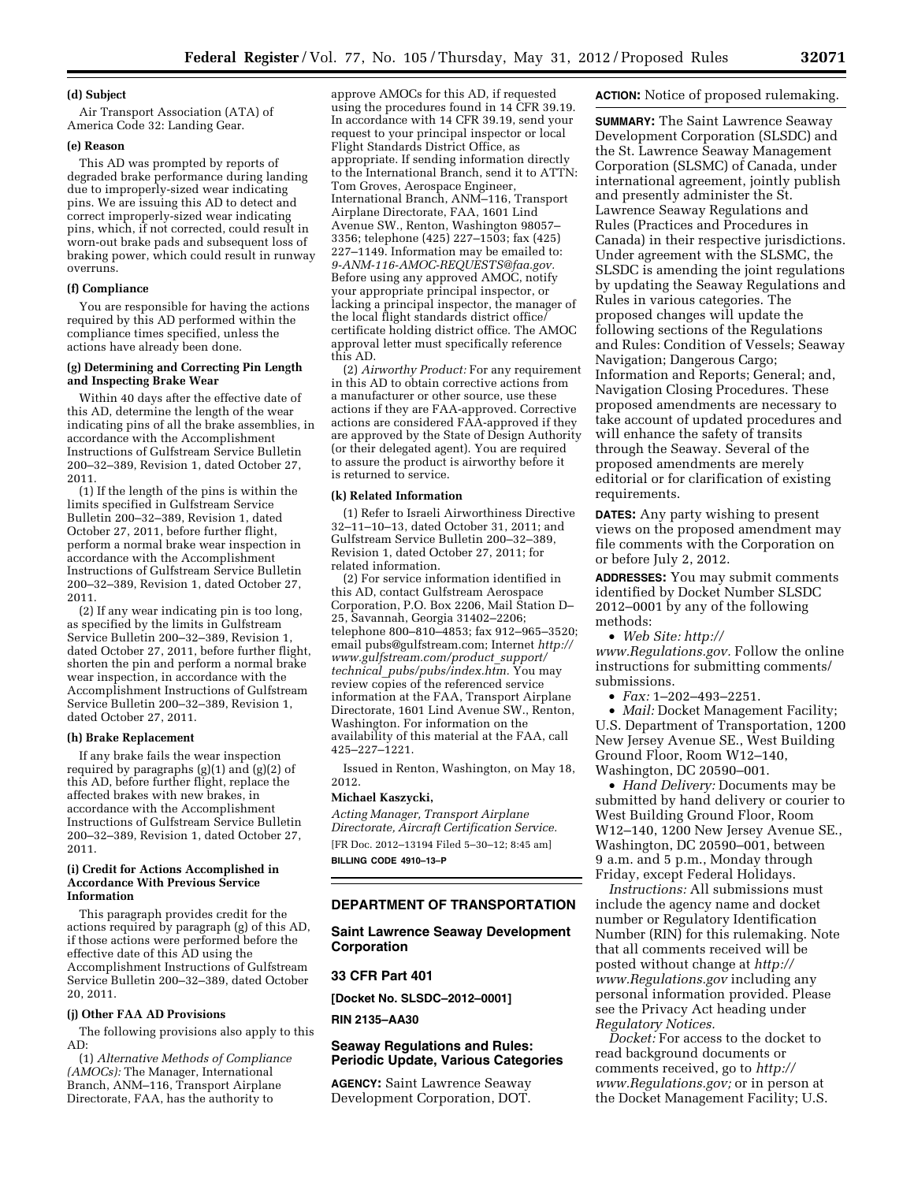**(d) Subject**

Air Transport Association (ATA) of America Code 32: Landing Gear.

**(e) Reason**

This AD was prompted by reports of degraded brake performance during landing due to improperly-sized wear indicating pins. We are issuing this AD to detect and correct improperly-sized wear indicating pins, which, if not corrected, could result in worn-out brake pads and subsequent loss of braking power, which could result in runway overruns.

**(f) Compliance**

You are responsible for having the actions required by this AD performed within the compliance times specified, unless the actions have already been done.

**(g) Determining and Correcting Pin Length and Inspecting Brake Wear**

Within 40 days after the effective date of this AD, determine the length of the wear indicating pins of all the brake assemblies, in accordance with the Accomplishment Instructions of Gulfstream Service Bulletin 200–32–389, Revision 1, dated October 27, 2011.

(1) If the length of the pins is within the limits specified in Gulfstream Service Bulletin 200–32–389, Revision 1, dated October 27, 2011, before further flight, perform a normal brake wear inspection in accordance with the Accomplishment Instructions of Gulfstream Service Bulletin 200–32–389, Revision 1, dated October 27, 2011.

(2) If any wear indicating pin is too long, as specified by the limits in Gulfstream Service Bulletin 200–32–389, Revision 1, dated October 27, 2011, before further flight, shorten the pin and perform a normal brake wear inspection, in accordance with the Accomplishment Instructions of Gulfstream Service Bulletin 200–32–389, Revision 1, dated October 27, 2011.

**(h) Brake Replacement**

If any brake fails the wear inspection required by paragraphs (g)(1) and (g)(2) of this AD, before further flight, replace the affected brakes with new brakes, in accordance with the Accomplishment Instructions of Gulfstream Service Bulletin 200–32–389, Revision 1, dated October 27, 2011.

**(i) Credit for Actions Accomplished in Accordance With Previous Service Information**

This paragraph provides credit for the actions required by paragraph (g) of this AD, if those actions were performed before the effective date of this AD using the Accomplishment Instructions of Gulfstream Service Bulletin 200–32–389, dated October 20, 2011.

**(j) Other FAA AD Provisions**

The following provisions also apply to this AD:

(1) *Alternative Methods of Compliance (AMOCs):* The Manager, International Branch, ANM–116, Transport Airplane Directorate, FAA, has the authority to approve AMOCs for this AD, if requested using the procedures found in 14 CFR 39.19. In accordance with 14 CFR 39.19, send your request to your principal inspector or local Flight Standards District Office, as appropriate. If sending information directly to the International Branch, send it to ATTN: Tom Groves, Aerospace Engineer, International Branch, ANM–116, Transport Airplane Directorate, FAA, 1601 Lind Avenue SW., Renton, Washington 98057–3356; telephone (425) 227–1503; fax (425) 227–1149. Information may be emailed to: *9-ANM-116-AMOC-REQUESTS@faa.gov*. Before using any approved AMOC, notify your appropriate principal inspector, or lacking a principal inspector, the manager of the local flight standards district office/certificate holding district office. The AMOC approval letter must specifically reference this AD.

(2) *Airworthy Product:* For any requirement in this AD to obtain corrective actions from a manufacturer or other source, use these actions if they are FAA-approved. Corrective actions are considered FAA-approved if they are approved by the State of Design Authority (or their delegated agent). You are required to assure the product is airworthy before it is returned to service.

**(k) Related Information**

(1) Refer to Israeli Airworthiness Directive 32–11–10–13, dated October 31, 2011; and Gulfstream Service Bulletin 200–32–389, Revision 1, dated October 27, 2011; for related information.

(2) For service information identified in this AD, contact Gulfstream Aerospace Corporation, P.O. Box 2206, Mail Station D–25, Savannah, Georgia 31402–2206; telephone 800–810–4853; fax 912–965–3520; email pubs@gulfstream.com; Internet *http://www.gulfstream.com/product_support/technical_pubs/pubs/index.htm*. You may review copies of the referenced service information at the FAA, Transport Airplane Directorate, 1601 Lind Avenue SW., Renton, Washington. For information on the availability of this material at the FAA, call 425–227–1221.

Issued in Renton, Washington, on May 18, 2012.

**Michael Kaszycki,**

*Acting Manager, Transport Airplane Directorate, Aircraft Certification Service.*

[FR Doc. 2012–13194 Filed 5–30–12; 8:45 am]

**BILLING CODE 4910–13–P**

## DEPARTMENT OF TRANSPORTATION

### Saint Lawrence Seaway Development Corporation

### 33 CFR Part 401

**[Docket No. SLSDC–2012–0001]**

**RIN 2135–AA30**

### Seaway Regulations and Rules: Periodic Update, Various Categories

**AGENCY:** Saint Lawrence Seaway Development Corporation, DOT.

**ACTION:** Notice of proposed rulemaking.

**SUMMARY:** The Saint Lawrence Seaway Development Corporation (SLSDC) and the St. Lawrence Seaway Management Corporation (SLSMC) of Canada, under international agreement, jointly publish and presently administer the St. Lawrence Seaway Regulations and Rules (Practices and Procedures in Canada) in their respective jurisdictions. Under agreement with the SLSMC, the SLSDC is amending the joint regulations by updating the Seaway Regulations and Rules in various categories. The proposed changes will update the following sections of the Regulations and Rules: Condition of Vessels; Seaway Navigation; Dangerous Cargo; Information and Reports; General; and, Navigation Closing Procedures. These proposed amendments are necessary to take account of updated procedures and will enhance the safety of transits through the Seaway. Several of the proposed amendments are merely editorial or for clarification of existing requirements.

**DATES:** Any party wishing to present views on the proposed amendment may file comments with the Corporation on or before July 2, 2012.

**ADDRESSES:** You may submit comments identified by Docket Number SLSDC 2012–0001 by any of the following methods:

- *Web Site: http://www.Regulations.gov.* Follow the online instructions for submitting comments/submissions.
- *Fax:* 1–202–493–2251.
- *Mail:* Docket Management Facility; U.S. Department of Transportation, 1200 New Jersey Avenue SE., West Building Ground Floor, Room W12–140, Washington, DC 20590–001.
- *Hand Delivery:* Documents may be submitted by hand delivery or courier to West Building Ground Floor, Room W12–140, 1200 New Jersey Avenue SE., Washington, DC 20590–001, between 9 a.m. and 5 p.m., Monday through Friday, except Federal Holidays.

*Instructions:* All submissions must include the agency name and docket number or Regulatory Identification Number (RIN) for this rulemaking. Note that all comments received will be posted without change at *http://www.Regulations.gov* including any personal information provided. Please see the Privacy Act heading under *Regulatory Notices.*

*Docket:* For access to the docket to read background documents or comments received, go to *http://www.Regulations.gov;* or in person at the Docket Management Facility; U.S.